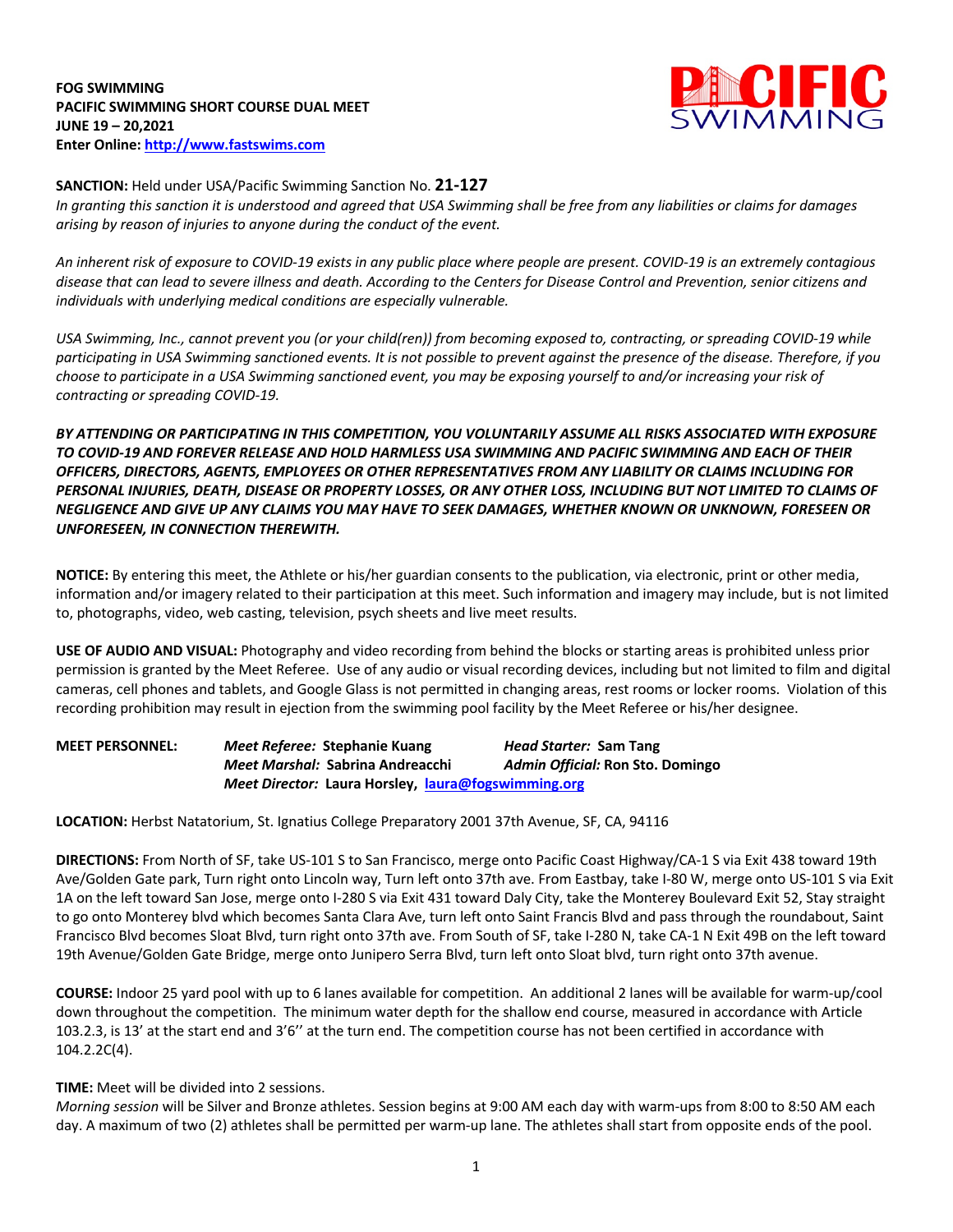**FOG SWIMMING**
**PACIFIC SWIMMING SHORT COURSE DUAL MEET**
**JUNE 19 – 20,2021**
**Enter Online: [http://www.fastswims.com](http://www.fastswims.com)**

PACIFIC SWIMMING

**SANCTION:** Held under USA/Pacific Swimming Sanction No. **21-127**
*In granting this sanction it is understood and agreed that USA Swimming shall be free from any liabilities or claims for damages arising by reason of injuries to anyone during the conduct of the event.*

*An inherent risk of exposure to COVID-19 exists in any public place where people are present. COVID-19 is an extremely contagious disease that can lead to severe illness and death. According to the Centers for Disease Control and Prevention, senior citizens and individuals with underlying medical conditions are especially vulnerable.*

*USA Swimming, Inc., cannot prevent you (or your child(ren)) from becoming exposed to, contracting, or spreading COVID-19 while participating in USA Swimming sanctioned events. It is not possible to prevent against the presence of the disease. Therefore, if you choose to participate in a USA Swimming sanctioned event, you may be exposing yourself to and/or increasing your risk of contracting or spreading COVID-19.*

***BY ATTENDING OR PARTICIPATING IN THIS COMPETITION, YOU VOLUNTARILY ASSUME ALL RISKS ASSOCIATED WITH EXPOSURE TO COVID-19 AND FOREVER RELEASE AND HOLD HARMLESS USA SWIMMING AND PACIFIC SWIMMING AND EACH OF THEIR OFFICERS, DIRECTORS, AGENTS, EMPLOYEES OR OTHER REPRESENTATIVES FROM ANY LIABILITY OR CLAIMS INCLUDING FOR PERSONAL INJURIES, DEATH, DISEASE OR PROPERTY LOSSES, OR ANY OTHER LOSS, INCLUDING BUT NOT LIMITED TO CLAIMS OF NEGLIGENCE AND GIVE UP ANY CLAIMS YOU MAY HAVE TO SEEK DAMAGES, WHETHER KNOWN OR UNKNOWN, FORESEEN OR UNFORESEEN, IN CONNECTION THEREWITH.***

**NOTICE:** By entering this meet, the Athlete or his/her guardian consents to the publication, via electronic, print or other media, information and/or imagery related to their participation at this meet. Such information and imagery may include, but is not limited to, photographs, video, web casting, television, psych sheets and live meet results.

**USE OF AUDIO AND VISUAL:** Photography and video recording from behind the blocks or starting areas is prohibited unless prior permission is granted by the Meet Referee. Use of any audio or visual recording devices, including but not limited to film and digital cameras, cell phones and tablets, and Google Glass is not permitted in changing areas, rest rooms or locker rooms. Violation of this recording prohibition may result in ejection from the swimming pool facility by the Meet Referee or his/her designee.

**MEET PERSONNEL:**
*Meet Referee:* **Stephanie Kuang** — *Head Starter:* **Sam Tang**
*Meet Marshal:* **Sabrina Andreacchi** — *Admin Official:* **Ron Sto. Domingo**
*Meet Director:* **Laura Horsley, [laura@fogswimming.org](mailto:laura@fogswimming.org)**

**LOCATION:** Herbst Natatorium, St. Ignatius College Preparatory 2001 37th Avenue, SF, CA, 94116

**DIRECTIONS:** From North of SF, take US-101 S to San Francisco, merge onto Pacific Coast Highway/CA-1 S via Exit 438 toward 19th Ave/Golden Gate park, Turn right onto Lincoln way, Turn left onto 37th ave. From Eastbay, take I-80 W, merge onto US-101 S via Exit 1A on the left toward San Jose, merge onto I-280 S via Exit 431 toward Daly City, take the Monterey Boulevard Exit 52, Stay straight to go onto Monterey blvd which becomes Santa Clara Ave, turn left onto Saint Francis Blvd and pass through the roundabout, Saint Francisco Blvd becomes Sloat Blvd, turn right onto 37th ave. From South of SF, take I-280 N, take CA-1 N Exit 49B on the left toward 19th Avenue/Golden Gate Bridge, merge onto Junipero Serra Blvd, turn left onto Sloat blvd, turn right onto 37th avenue.

**COURSE:** Indoor 25 yard pool with up to 6 lanes available for competition. An additional 2 lanes will be available for warm-up/cool down throughout the competition. The minimum water depth for the shallow end course, measured in accordance with Article 103.2.3, is 13' at the start end and 3'6'' at the turn end. The competition course has not been certified in accordance with 104.2.2C(4).

**TIME:** Meet will be divided into 2 sessions.
*Morning session* will be Silver and Bronze athletes. Session begins at 9:00 AM each day with warm-ups from 8:00 to 8:50 AM each day. A maximum of two (2) athletes shall be permitted per warm-up lane. The athletes shall start from opposite ends of the pool.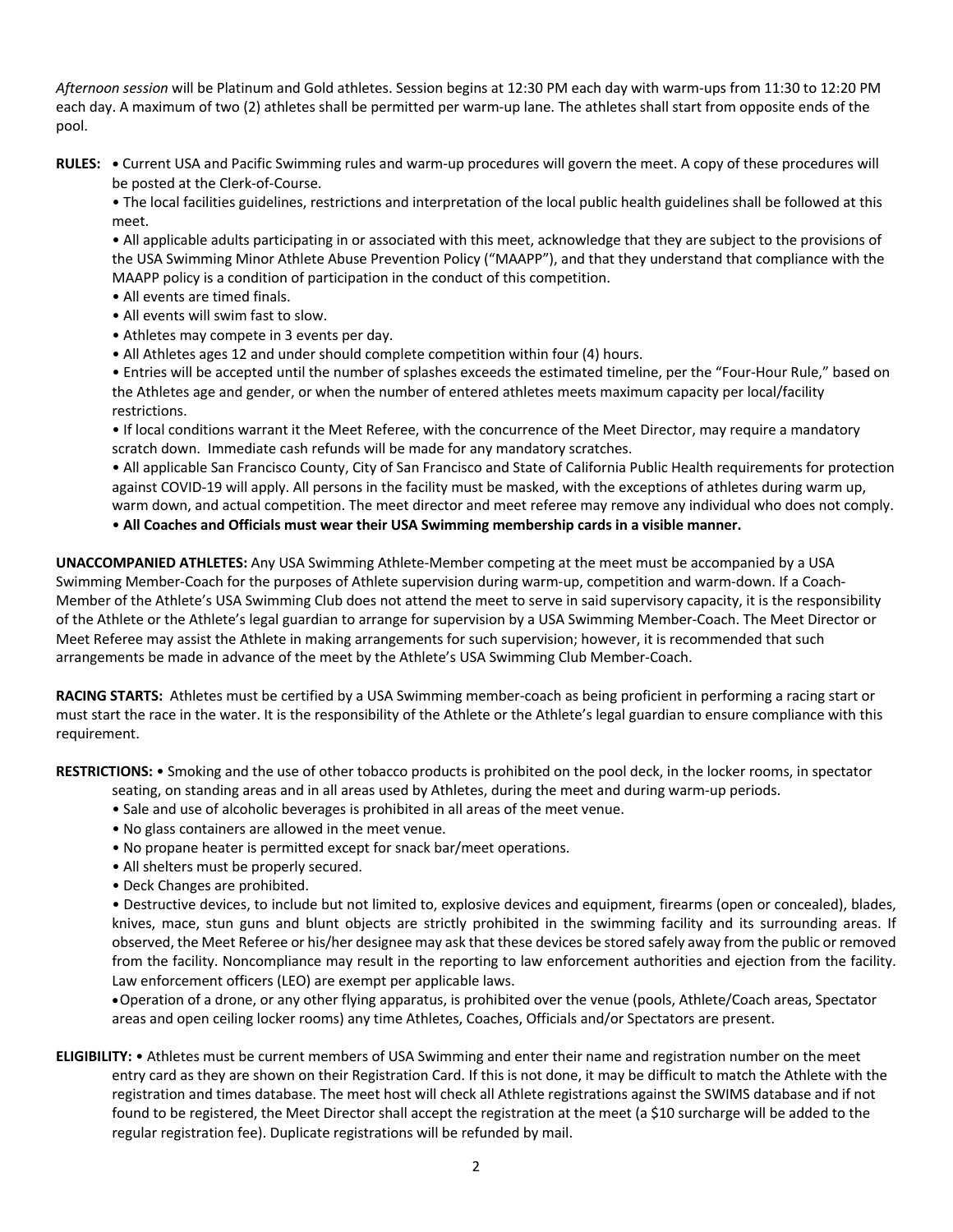*Afternoon session* will be Platinum and Gold athletes. Session begins at 12:30 PM each day with warm-ups from 11:30 to 12:20 PM each day. A maximum of two (2) athletes shall be permitted per warm-up lane. The athletes shall start from opposite ends of the pool.

**RULES:** • Current USA and Pacific Swimming rules and warm-up procedures will govern the meet. A copy of these procedures will be posted at the Clerk-of-Course.

• The local facilities guidelines, restrictions and interpretation of the local public health guidelines shall be followed at this meet.

• All applicable adults participating in or associated with this meet, acknowledge that they are subject to the provisions of the USA Swimming Minor Athlete Abuse Prevention Policy ("MAAPP"), and that they understand that compliance with the MAAPP policy is a condition of participation in the conduct of this competition.

• All events are timed finals.

• All events will swim fast to slow.

• Athletes may compete in 3 events per day.

• All Athletes ages 12 and under should complete competition within four (4) hours.

• Entries will be accepted until the number of splashes exceeds the estimated timeline, per the "Four-Hour Rule," based on the Athletes age and gender, or when the number of entered athletes meets maximum capacity per local/facility restrictions.

• If local conditions warrant it the Meet Referee, with the concurrence of the Meet Director, may require a mandatory scratch down. Immediate cash refunds will be made for any mandatory scratches.

• All applicable San Francisco County, City of San Francisco and State of California Public Health requirements for protection against COVID-19 will apply. All persons in the facility must be masked, with the exceptions of athletes during warm up, warm down, and actual competition. The meet director and meet referee may remove any individual who does not comply.

• **All Coaches and Officials must wear their USA Swimming membership cards in a visible manner.**

**UNACCOMPANIED ATHLETES:** Any USA Swimming Athlete-Member competing at the meet must be accompanied by a USA Swimming Member-Coach for the purposes of Athlete supervision during warm-up, competition and warm-down. If a Coach-Member of the Athlete's USA Swimming Club does not attend the meet to serve in said supervisory capacity, it is the responsibility of the Athlete or the Athlete's legal guardian to arrange for supervision by a USA Swimming Member-Coach. The Meet Director or Meet Referee may assist the Athlete in making arrangements for such supervision; however, it is recommended that such arrangements be made in advance of the meet by the Athlete's USA Swimming Club Member-Coach.

**RACING STARTS:** Athletes must be certified by a USA Swimming member-coach as being proficient in performing a racing start or must start the race in the water. It is the responsibility of the Athlete or the Athlete's legal guardian to ensure compliance with this requirement.

**RESTRICTIONS:** • Smoking and the use of other tobacco products is prohibited on the pool deck, in the locker rooms, in spectator seating, on standing areas and in all areas used by Athletes, during the meet and during warm-up periods.

• Sale and use of alcoholic beverages is prohibited in all areas of the meet venue.

• No glass containers are allowed in the meet venue.

• No propane heater is permitted except for snack bar/meet operations.

• All shelters must be properly secured.

• Deck Changes are prohibited.

• Destructive devices, to include but not limited to, explosive devices and equipment, firearms (open or concealed), blades, knives, mace, stun guns and blunt objects are strictly prohibited in the swimming facility and its surrounding areas. If observed, the Meet Referee or his/her designee may ask that these devices be stored safely away from the public or removed from the facility. Noncompliance may result in the reporting to law enforcement authorities and ejection from the facility. Law enforcement officers (LEO) are exempt per applicable laws.

• Operation of a drone, or any other flying apparatus, is prohibited over the venue (pools, Athlete/Coach areas, Spectator areas and open ceiling locker rooms) any time Athletes, Coaches, Officials and/or Spectators are present.

**ELIGIBILITY:** • Athletes must be current members of USA Swimming and enter their name and registration number on the meet entry card as they are shown on their Registration Card. If this is not done, it may be difficult to match the Athlete with the registration and times database. The meet host will check all Athlete registrations against the SWIMS database and if not found to be registered, the Meet Director shall accept the registration at the meet (a $10 surcharge will be added to the regular registration fee). Duplicate registrations will be refunded by mail.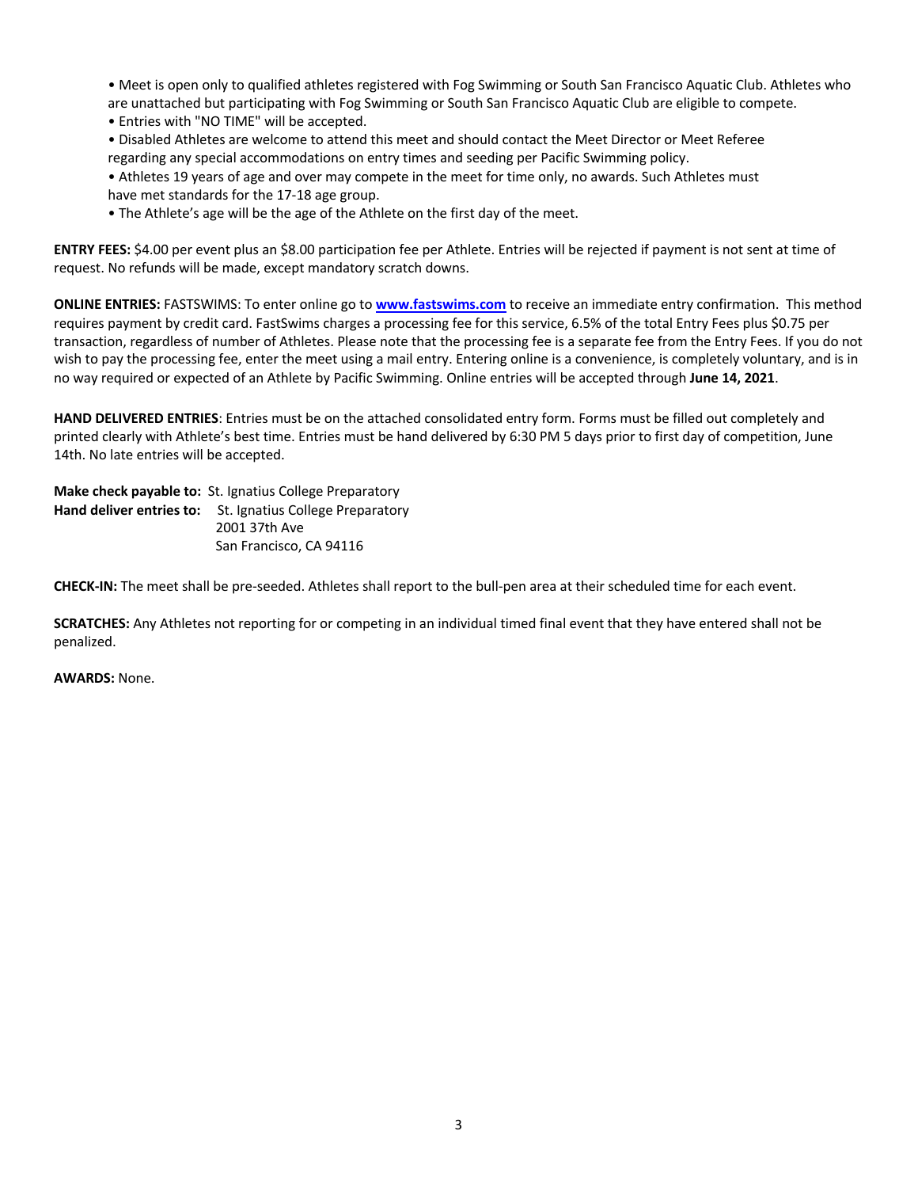- Meet is open only to qualified athletes registered with Fog Swimming or South San Francisco Aquatic Club. Athletes who are unattached but participating with Fog Swimming or South San Francisco Aquatic Club are eligible to compete.
- Entries with "NO TIME" will be accepted.
- Disabled Athletes are welcome to attend this meet and should contact the Meet Director or Meet Referee regarding any special accommodations on entry times and seeding per Pacific Swimming policy.
- Athletes 19 years of age and over may compete in the meet for time only, no awards. Such Athletes must have met standards for the 17-18 age group.
- The Athlete's age will be the age of the Athlete on the first day of the meet.

**ENTRY FEES:** $4.00 per event plus an $8.00 participation fee per Athlete. Entries will be rejected if payment is not sent at time of request. No refunds will be made, except mandatory scratch downs.

**ONLINE ENTRIES:** FASTSWIMS: To enter online go to **www.fastswims.com** to receive an immediate entry confirmation. This method requires payment by credit card. FastSwims charges a processing fee for this service, 6.5% of the total Entry Fees plus $0.75 per transaction, regardless of number of Athletes. Please note that the processing fee is a separate fee from the Entry Fees. If you do not wish to pay the processing fee, enter the meet using a mail entry. Entering online is a convenience, is completely voluntary, and is in no way required or expected of an Athlete by Pacific Swimming. Online entries will be accepted through **June 14, 2021**.

**HAND DELIVERED ENTRIES**: Entries must be on the attached consolidated entry form. Forms must be filled out completely and printed clearly with Athlete's best time. Entries must be hand delivered by 6:30 PM 5 days prior to first day of competition, June 14th. No late entries will be accepted.

**Make check payable to:** St. Ignatius College Preparatory
**Hand deliver entries to:** St. Ignatius College Preparatory
2001 37th Ave
San Francisco, CA 94116

**CHECK-IN:** The meet shall be pre-seeded. Athletes shall report to the bull-pen area at their scheduled time for each event.

**SCRATCHES:** Any Athletes not reporting for or competing in an individual timed final event that they have entered shall not be penalized.

**AWARDS:** None.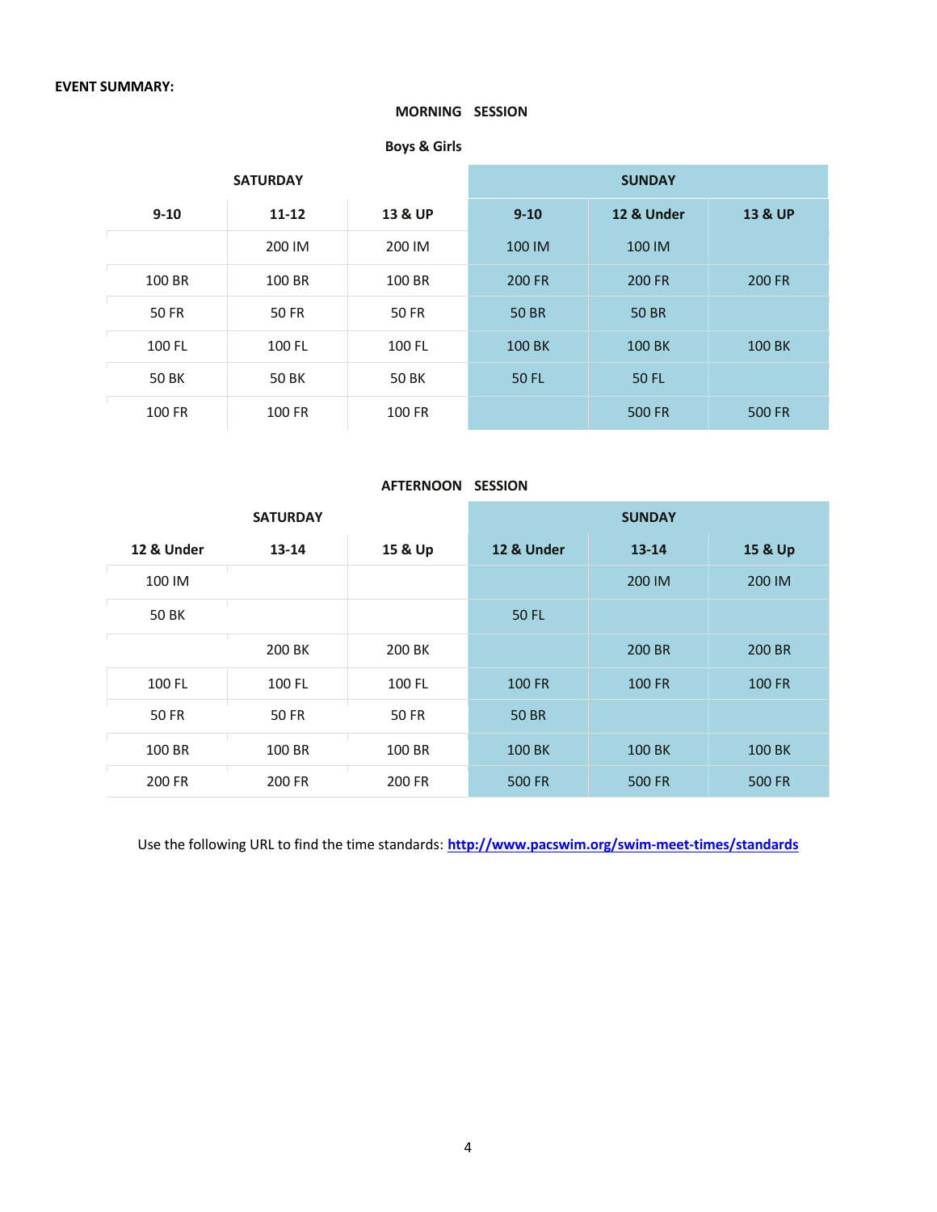**EVENT SUMMARY:**

**MORNING SESSION**

**Boys & Girls**

| SATURDAY | | | SUNDAY | | |
|---|---|---|---|---|---|
| **9-10** | **11-12** | **13 & UP** | **9-10** | **12 & Under** | **13 & UP** |
| | 200 IM | 200 IM | 100 IM | 100 IM | |
| 100 BR | 100 BR | 100 BR | 200 FR | 200 FR | 200 FR |
| 50 FR | 50 FR | 50 FR | 50 BR | 50 BR | |
| 100 FL | 100 FL | 100 FL | 100 BK | 100 BK | 100 BK |
| 50 BK | 50 BK | 50 BK | 50 FL | 50 FL | |
| 100 FR | 100 FR | 100 FR | | 500 FR | 500 FR |

**AFTERNOON SESSION**

| SATURDAY | | | SUNDAY | | |
|---|---|---|---|---|---|
| **12 & Under** | **13-14** | **15 & Up** | **12 & Under** | **13-14** | **15 & Up** |
| 100 IM | | | | 200 IM | 200 IM |
| 50 BK | | | 50 FL | | |
| | 200 BK | 200 BK | | 200 BR | 200 BR |
| 100 FL | 100 FL | 100 FL | 100 FR | 100 FR | 100 FR |
| 50 FR | 50 FR | 50 FR | 50 BR | | |
| 100 BR | 100 BR | 100 BR | 100 BK | 100 BK | 100 BK |
| 200 FR | 200 FR | 200 FR | 500 FR | 500 FR | 500 FR |

Use the following URL to find the time standards: **http://www.pacswim.org/swim-meet-times/standards**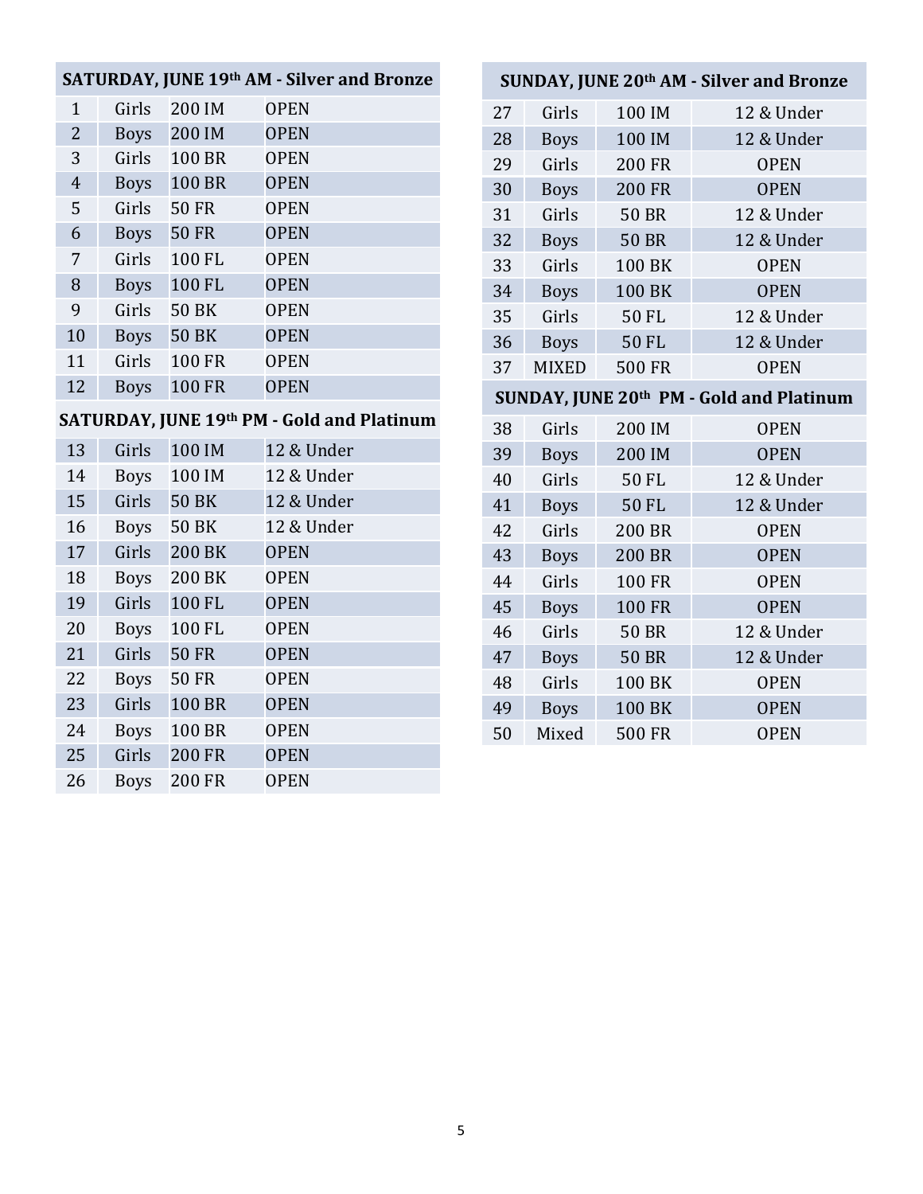| SATURDAY, JUNE 19th AM - Silver and Bronze | | | |
|---|---|---|---|
| 1 | Girls | 200 IM | OPEN |
| 2 | Boys | 200 IM | OPEN |
| 3 | Girls | 100 BR | OPEN |
| 4 | Boys | 100 BR | OPEN |
| 5 | Girls | 50 FR | OPEN |
| 6 | Boys | 50 FR | OPEN |
| 7 | Girls | 100 FL | OPEN |
| 8 | Boys | 100 FL | OPEN |
| 9 | Girls | 50 BK | OPEN |
| 10 | Boys | 50 BK | OPEN |
| 11 | Girls | 100 FR | OPEN |
| 12 | Boys | 100 FR | OPEN |

| SATURDAY, JUNE 19th PM - Gold and Platinum | | | |
|---|---|---|---|
| 13 | Girls | 100 IM | 12 & Under |
| 14 | Boys | 100 IM | 12 & Under |
| 15 | Girls | 50 BK | 12 & Under |
| 16 | Boys | 50 BK | 12 & Under |
| 17 | Girls | 200 BK | OPEN |
| 18 | Boys | 200 BK | OPEN |
| 19 | Girls | 100 FL | OPEN |
| 20 | Boys | 100 FL | OPEN |
| 21 | Girls | 50 FR | OPEN |
| 22 | Boys | 50 FR | OPEN |
| 23 | Girls | 100 BR | OPEN |
| 24 | Boys | 100 BR | OPEN |
| 25 | Girls | 200 FR | OPEN |
| 26 | Boys | 200 FR | OPEN |

| SUNDAY, JUNE 20th AM - Silver and Bronze | | | |
|---|---|---|---|
| 27 | Girls | 100 IM | 12 & Under |
| 28 | Boys | 100 IM | 12 & Under |
| 29 | Girls | 200 FR | OPEN |
| 30 | Boys | 200 FR | OPEN |
| 31 | Girls | 50 BR | 12 & Under |
| 32 | Boys | 50 BR | 12 & Under |
| 33 | Girls | 100 BK | OPEN |
| 34 | Boys | 100 BK | OPEN |
| 35 | Girls | 50 FL | 12 & Under |
| 36 | Boys | 50 FL | 12 & Under |
| 37 | MIXED | 500 FR | OPEN |

| SUNDAY, JUNE 20th PM - Gold and Platinum | | | |
|---|---|---|---|
| 38 | Girls | 200 IM | OPEN |
| 39 | Boys | 200 IM | OPEN |
| 40 | Girls | 50 FL | 12 & Under |
| 41 | Boys | 50 FL | 12 & Under |
| 42 | Girls | 200 BR | OPEN |
| 43 | Boys | 200 BR | OPEN |
| 44 | Girls | 100 FR | OPEN |
| 45 | Boys | 100 FR | OPEN |
| 46 | Girls | 50 BR | 12 & Under |
| 47 | Boys | 50 BR | 12 & Under |
| 48 | Girls | 100 BK | OPEN |
| 49 | Boys | 100 BK | OPEN |
| 50 | Mixed | 500 FR | OPEN |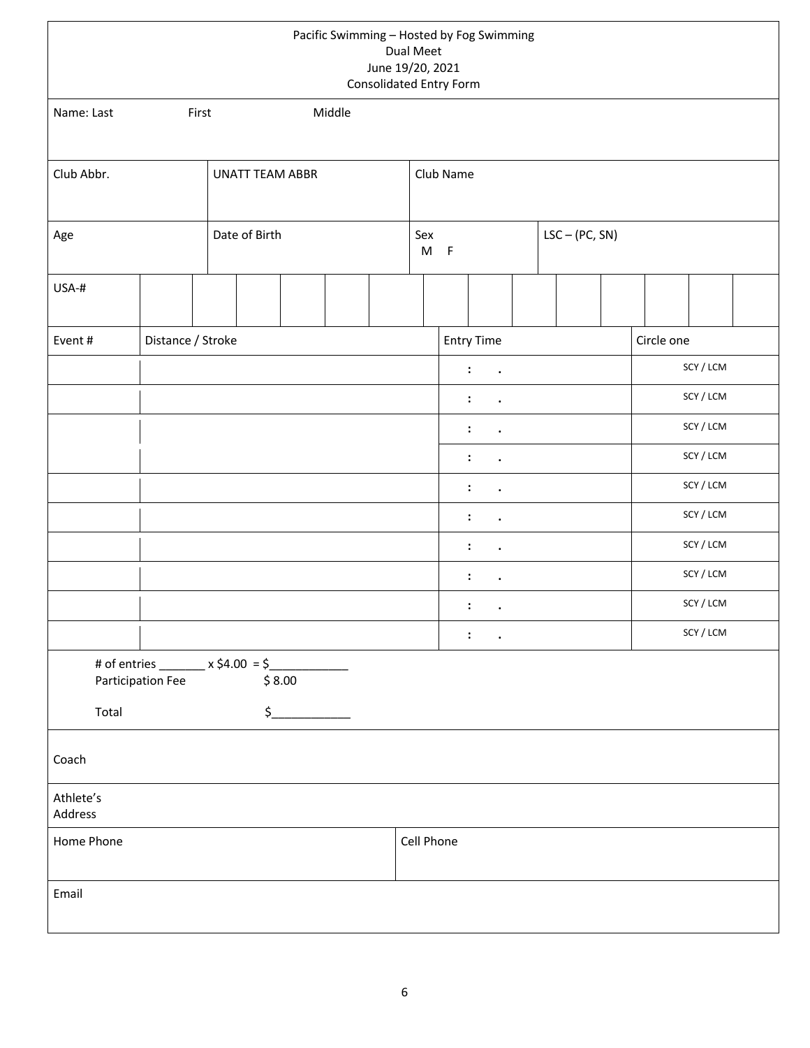Pacific Swimming – Hosted by Fog Swimming
Dual Meet
June 19/20, 2021
Consolidated Entry Form

| | | | |
|---|---|---|---|
| Name: Last &nbsp;&nbsp;&nbsp; First &nbsp;&nbsp;&nbsp; Middle | | | |
| Club Abbr. | UNATT TEAM ABBR | Club Name | |
| Age | Date of Birth | Sex M F | LSC – (PC, SN) |
| USA-# | | | |

| Event # | Distance / Stroke | Entry Time | Circle one |
|---|---|---|---|
| | | : . | SCY / LCM |
| | | : . | SCY / LCM |
| | | : . | SCY / LCM |
| | | : . | SCY / LCM |
| | | : . | SCY / LCM |
| | | : . | SCY / LCM |
| | | : . | SCY / LCM |
| | | : . | SCY / LCM |
| | | : . | SCY / LCM |
| | | : . | SCY / LCM |

\# of entries _______ x $4.00 = $____________
Participation Fee $ 8.00

Total $____________

| | |
|---|---|
| Coach | |
| Athlete's Address | |
| Home Phone | Cell Phone |
| Email | |